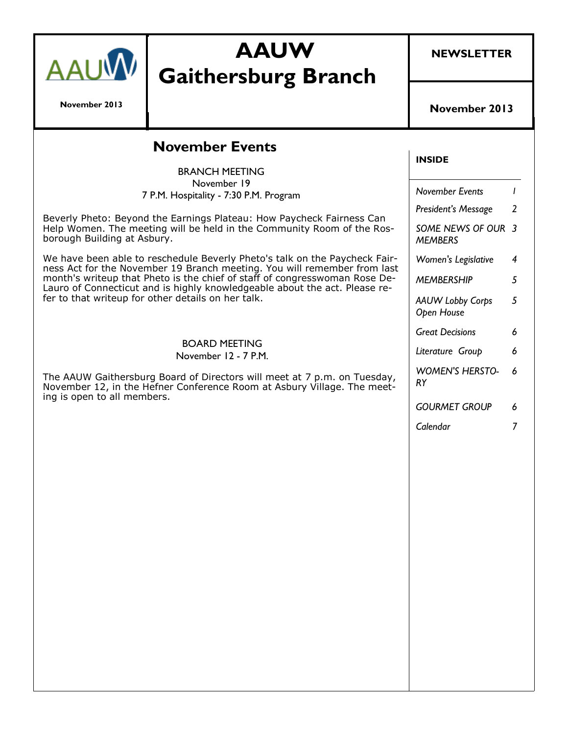# AAUW Gaithersburg Branch

**NEWSLETTER**

**November 2013**

## November Events

BRANCH MEETING
November 19
7 P.M. Hospitality - 7:30 P.M. Program

Beverly Pheto: Beyond the Earnings Plateau: How Paycheck Fairness Can Help Women. The meeting will be held in the Community Room of the Rosborough Building at Asbury.

We have been able to reschedule Beverly Pheto's talk on the Paycheck Fairness Act for the November 19 Branch meeting. You will remember from last month's writeup that Pheto is the chief of staff of congresswoman Rose DeLauro of Connecticut and is highly knowledgeable about the act. Please refer to that writeup for other details on her talk.

BOARD MEETING
November 12 - 7 P.M.

The AAUW Gaithersburg Board of Directors will meet at 7 p.m. on Tuesday, November 12, in the Hefner Conference Room at Asbury Village. The meeting is open to all members.

**INSIDE**

| | |
|---|---|
| *November Events* | *1* |
| *President's Message* | *2* |
| *SOME NEWS OF OUR MEMBERS* | *3* |
| *Women's Legislative* | *4* |
| *MEMBERSHIP* | *5* |
| *AAUW Lobby Corps Open House* | *5* |
| *Great Decisions* | *6* |
| *Literature Group* | *6* |
| *WOMEN'S HERSTORY* | *6* |
| *GOURMET GROUP* | *6* |
| *Calendar* | *7* |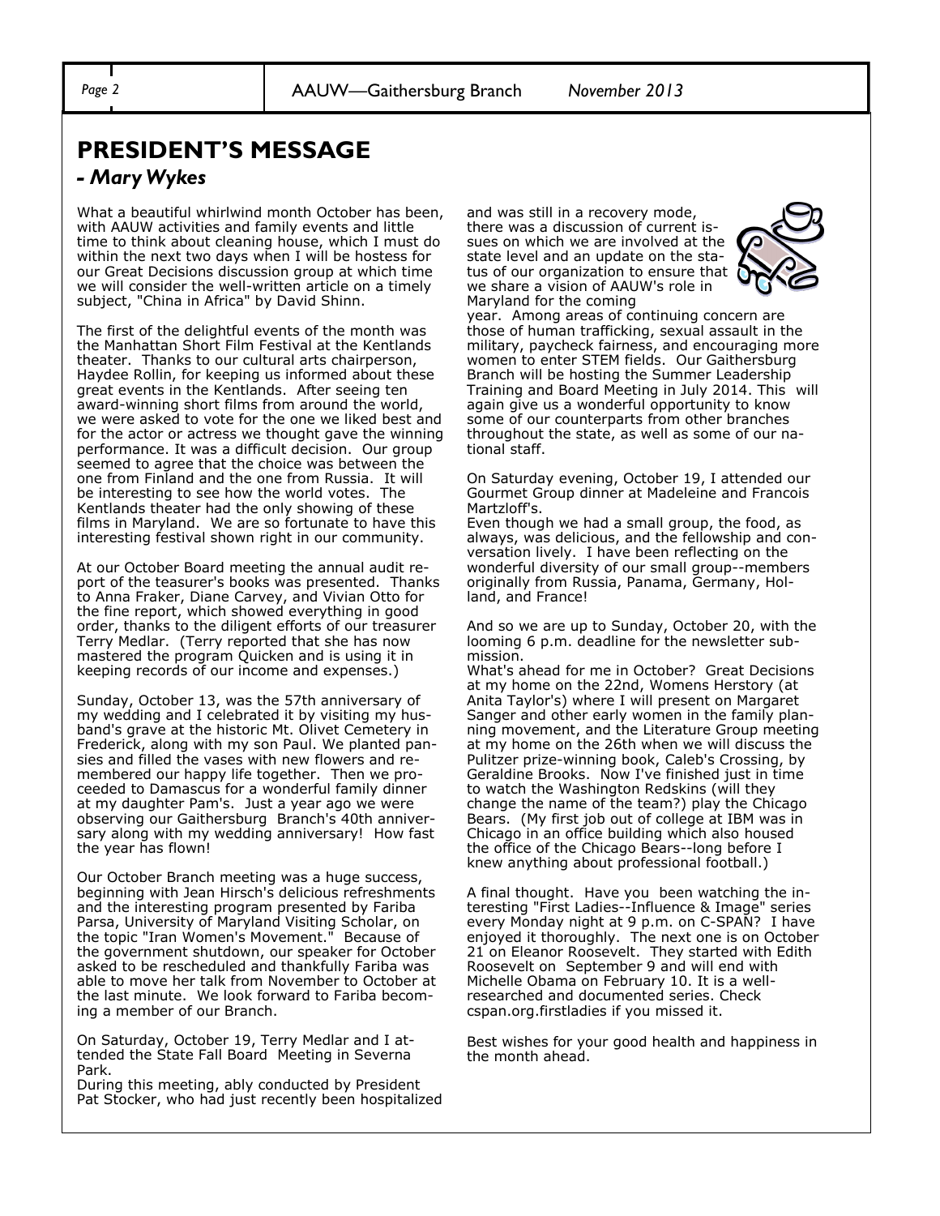## PRESIDENT'S MESSAGE

### *- Mary Wykes*

What a beautiful whirlwind month October has been, with AAUW activities and family events and little time to think about cleaning house, which I must do within the next two days when I will be hostess for our Great Decisions discussion group at which time we will consider the well-written article on a timely subject, "China in Africa" by David Shinn.

The first of the delightful events of the month was the Manhattan Short Film Festival at the Kentlands theater. Thanks to our cultural arts chairperson, Haydee Rollin, for keeping us informed about these great events in the Kentlands. After seeing ten award-winning short films from around the world, we were asked to vote for the one we liked best and for the actor or actress we thought gave the winning performance. It was a difficult decision. Our group seemed to agree that the choice was between the one from Finland and the one from Russia. It will be interesting to see how the world votes. The Kentlands theater had the only showing of these films in Maryland. We are so fortunate to have this interesting festival shown right in our community.

At our October Board meeting the annual audit report of the teasurer's books was presented. Thanks to Anna Fraker, Diane Carvey, and Vivian Otto for the fine report, which showed everything in good order, thanks to the diligent efforts of our treasurer Terry Medlar. (Terry reported that she has now mastered the program Quicken and is using it in keeping records of our income and expenses.)

Sunday, October 13, was the 57th anniversary of my wedding and I celebrated it by visiting my husband's grave at the historic Mt. Olivet Cemetery in Frederick, along with my son Paul. We planted pansies and filled the vases with new flowers and remembered our happy life together. Then we proceeded to Damascus for a wonderful family dinner at my daughter Pam's. Just a year ago we were observing our Gaithersburg Branch's 40th anniversary along with my wedding anniversary! How fast the year has flown!

Our October Branch meeting was a huge success, beginning with Jean Hirsch's delicious refreshments and the interesting program presented by Fariba Parsa, University of Maryland Visiting Scholar, on the topic "Iran Women's Movement." Because of the government shutdown, our speaker for October asked to be rescheduled and thankfully Fariba was able to move her talk from November to October at the last minute. We look forward to Fariba becoming a member of our Branch.

On Saturday, October 19, Terry Medlar and I attended the State Fall Board Meeting in Severna Park.
During this meeting, ably conducted by President Pat Stocker, who had just recently been hospitalized and was still in a recovery mode, there was a discussion of current issues on which we are involved at the state level and an update on the status of our organization to ensure that we share a vision of AAUW's role in Maryland for the coming year. Among areas of continuing concern are those of human trafficking, sexual assault in the military, paycheck fairness, and encouraging more women to enter STEM fields. Our Gaithersburg Branch will be hosting the Summer Leadership Training and Board Meeting in July 2014. This will again give us a wonderful opportunity to know some of our counterparts from other branches throughout the state, as well as some of our national staff.

On Saturday evening, October 19, I attended our Gourmet Group dinner at Madeleine and Francois Martzloff's.
Even though we had a small group, the food, as always, was delicious, and the fellowship and conversation lively. I have been reflecting on the wonderful diversity of our small group--members originally from Russia, Panama, Germany, Holland, and France!

And so we are up to Sunday, October 20, with the looming 6 p.m. deadline for the newsletter submission.
What's ahead for me in October? Great Decisions at my home on the 22nd, Womens Herstory (at Anita Taylor's) where I will present on Margaret Sanger and other early women in the family planning movement, and the Literature Group meeting at my home on the 26th when we will discuss the Pulitzer prize-winning book, Caleb's Crossing, by Geraldine Brooks. Now I've finished just in time to watch the Washington Redskins (will they change the name of the team?) play the Chicago Bears. (My first job out of college at IBM was in Chicago in an office building which also housed the office of the Chicago Bears--long before I knew anything about professional football.)

A final thought. Have you been watching the interesting "First Ladies--Influence & Image" series every Monday night at 9 p.m. on C-SPAN? I have enjoyed it thoroughly. The next one is on October 21 on Eleanor Roosevelt. They started with Edith Roosevelt on September 9 and will end with Michelle Obama on February 10. It is a well-researched and documented series. Check cspan.org.firstladies if you missed it.

Best wishes for your good health and happiness in the month ahead.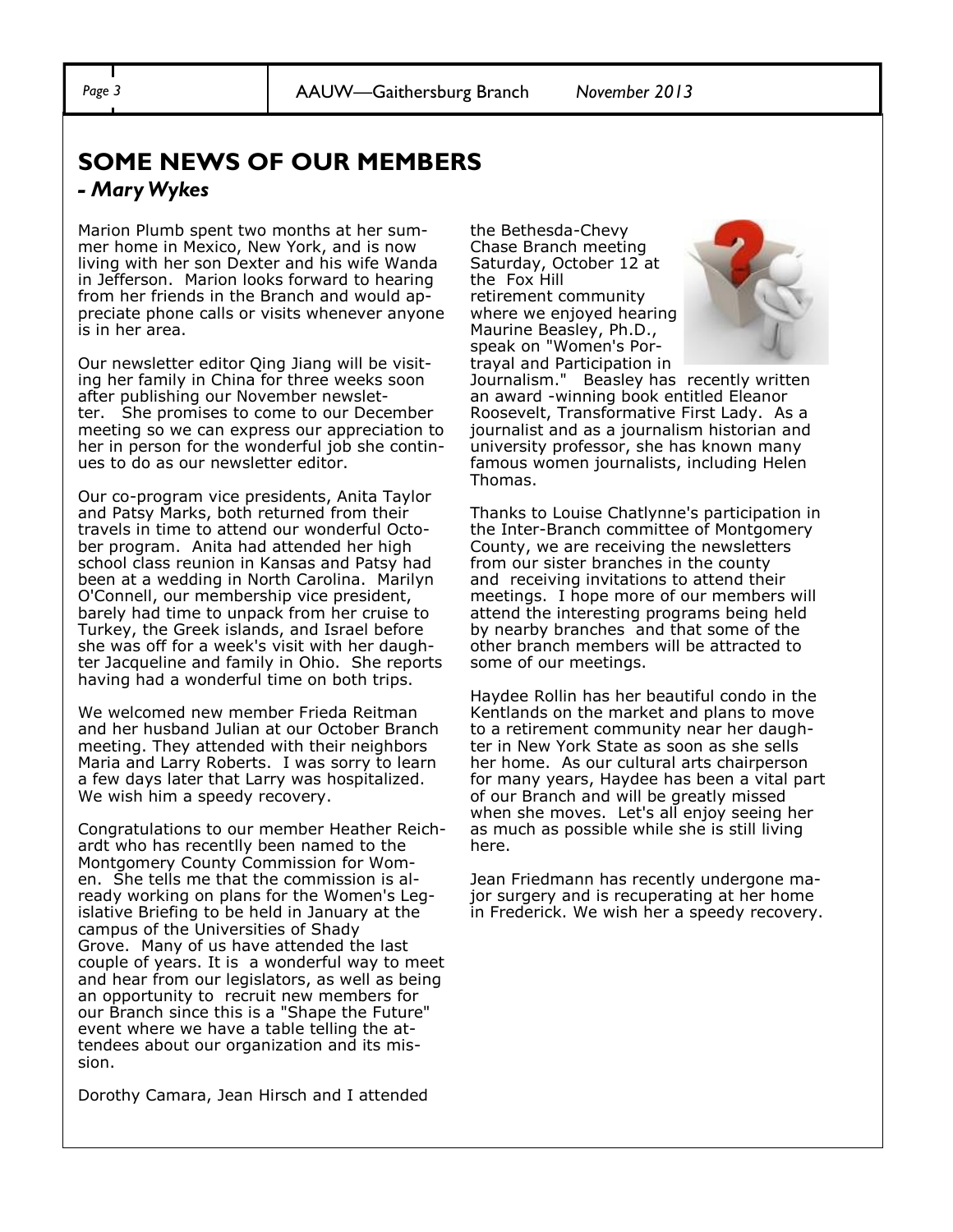## SOME NEWS OF OUR MEMBERS

***- Mary Wykes***

Marion Plumb spent two months at her summer home in Mexico, New York, and is now living with her son Dexter and his wife Wanda in Jefferson. Marion looks forward to hearing from her friends in the Branch and would appreciate phone calls or visits whenever anyone is in her area.

Our newsletter editor Qing Jiang will be visiting her family in China for three weeks soon after publishing our November newsletter. She promises to come to our December meeting so we can express our appreciation to her in person for the wonderful job she continues to do as our newsletter editor.

Our co-program vice presidents, Anita Taylor and Patsy Marks, both returned from their travels in time to attend our wonderful October program. Anita had attended her high school class reunion in Kansas and Patsy had been at a wedding in North Carolina. Marilyn O'Connell, our membership vice president, barely had time to unpack from her cruise to Turkey, the Greek islands, and Israel before she was off for a week's visit with her daughter Jacqueline and family in Ohio. She reports having had a wonderful time on both trips.

We welcomed new member Frieda Reitman and her husband Julian at our October Branch meeting. They attended with their neighbors Maria and Larry Roberts. I was sorry to learn a few days later that Larry was hospitalized. We wish him a speedy recovery.

Congratulations to our member Heather Reichardt who has recentlly been named to the Montgomery County Commission for Women. She tells me that the commission is already working on plans for the Women's Legislative Briefing to be held in January at the campus of the Universities of Shady Grove. Many of us have attended the last couple of years. It is a wonderful way to meet and hear from our legislators, as well as being an opportunity to recruit new members for our Branch since this is a "Shape the Future" event where we have a table telling the attendees about our organization and its mission.

Dorothy Camara, Jean Hirsch and I attended the Bethesda-Chevy Chase Branch meeting Saturday, October 12 at the Fox Hill retirement community where we enjoyed hearing Maurine Beasley, Ph.D., speak on "Women's Portrayal and Participation in Journalism." Beasley has recently written an award -winning book entitled Eleanor Roosevelt, Transformative First Lady. As a journalist and as a journalism historian and university professor, she has known many famous women journalists, including Helen Thomas.

Thanks to Louise Chatlynne's participation in the Inter-Branch committee of Montgomery County, we are receiving the newsletters from our sister branches in the county and receiving invitations to attend their meetings. I hope more of our members will attend the interesting programs being held by nearby branches and that some of the other branch members will be attracted to some of our meetings.

Haydee Rollin has her beautiful condo in the Kentlands on the market and plans to move to a retirement community near her daughter in New York State as soon as she sells her home. As our cultural arts chairperson for many years, Haydee has been a vital part of our Branch and will be greatly missed when she moves. Let's all enjoy seeing her as much as possible while she is still living here.

Jean Friedmann has recently undergone major surgery and is recuperating at her home in Frederick. We wish her a speedy recovery.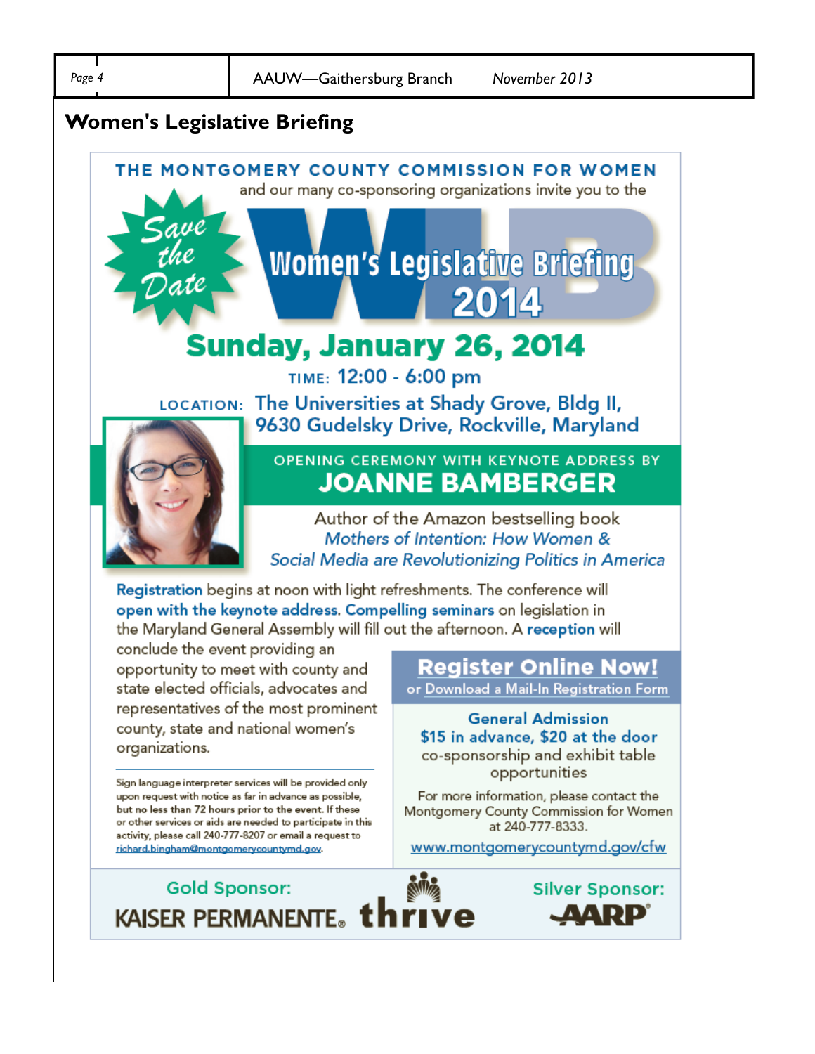# Women's Legislative Briefing

**THE MONTGOMERY COUNTY COMMISSION FOR WOMEN**

and our many co-sponsoring organizations invite you to the

*Save the Date*

## Women's Legislative Briefing 2014

## Sunday, January 26, 2014

TIME: **12:00 - 6:00 pm**

LOCATION: **The Universities at Shady Grove, Bldg II, 9630 Gudelsky Drive, Rockville, Maryland**

OPENING CEREMONY WITH KEYNOTE ADDRESS BY

**JOANNE BAMBERGER**

Author of the Amazon bestselling book
*Mothers of Intention: How Women & Social Media are Revolutionizing Politics in America*

**Registration** begins at noon with light refreshments. The conference will **open with the keynote address**. **Compelling seminars** on legislation in the Maryland General Assembly will fill out the afternoon. A **reception** will conclude the event providing an opportunity to meet with county and state elected officials, advocates and representatives of the most prominent county, state and national women's organizations.

Sign language interpreter services will be provided only upon request with notice as far in advance as possible, **but no less than 72 hours prior to the event.** If these or other services or aids are needed to participate in this activity, please call 240-777-8207 or email a request to richard.bingham@montgomerycountymd.gov.

**Register Online Now!**
or Download a Mail-In Registration Form

**General Admission**
**$15 in advance, $20 at the door**
co-sponsorship and exhibit table opportunities

For more information, please contact the Montgomery County Commission for Women at 240-777-8333.

www.montgomerycountymd.gov/cfw

Gold Sponsor: KAISER PERMANENTE. thrive

Silver Sponsor: AARP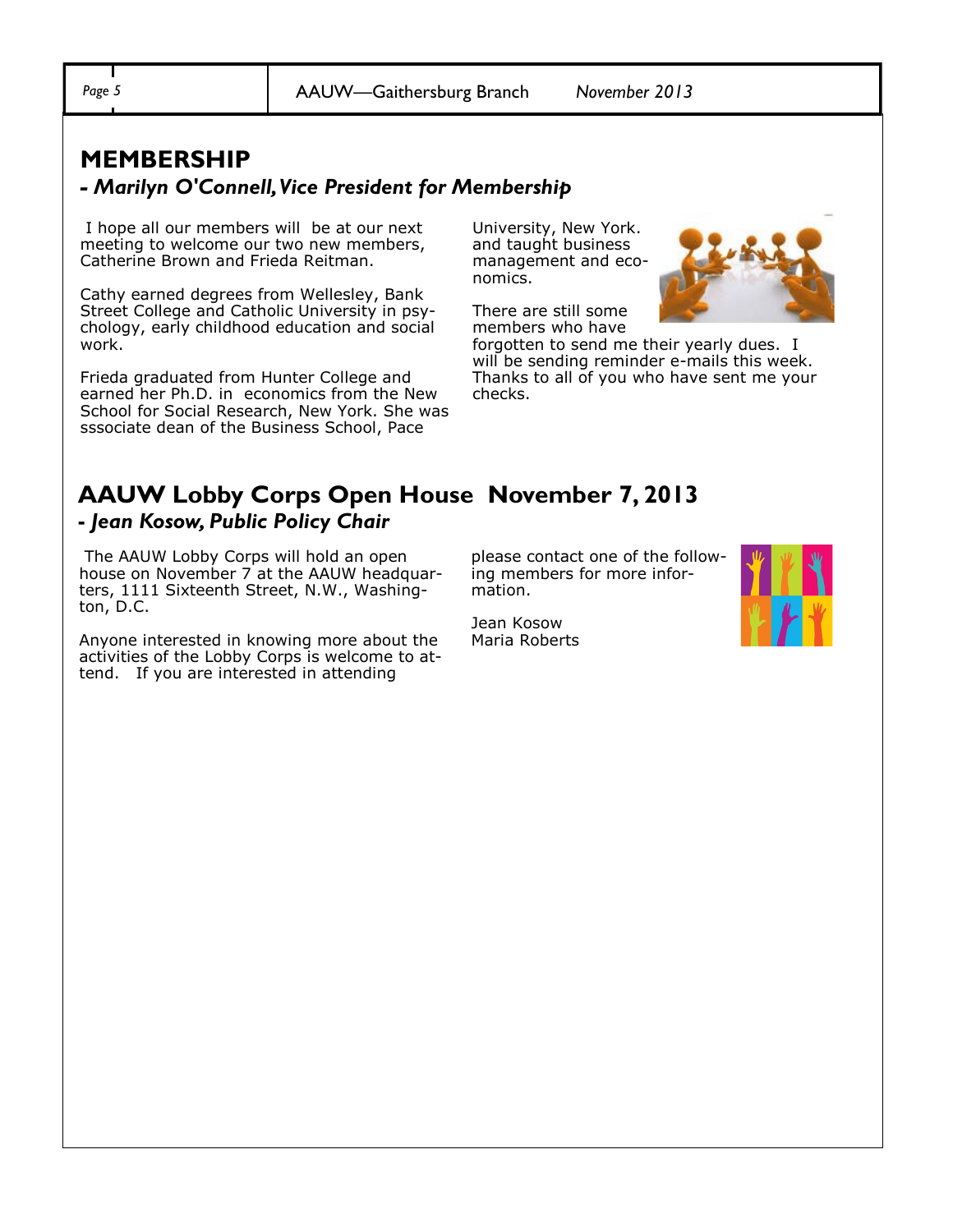## MEMBERSHIP

### *- Marilyn O'Connell, Vice President for Membership*

I hope all our members will be at our next meeting to welcome our two new members, Catherine Brown and Frieda Reitman.

Cathy earned degrees from Wellesley, Bank Street College and Catholic University in psychology, early childhood education and social work.

Frieda graduated from Hunter College and earned her Ph.D. in economics from the New School for Social Research, New York. She was sssociate dean of the Business School, Pace University, New York. and taught business management and economics.

There are still some members who have forgotten to send me their yearly dues. I will be sending reminder e-mails this week. Thanks to all of you who have sent me your checks.

## AAUW Lobby Corps Open House November 7, 2013

### *- Jean Kosow, Public Policy Chair*

The AAUW Lobby Corps will hold an open house on November 7 at the AAUW headquarters, 1111 Sixteenth Street, N.W., Washington, D.C.

Anyone interested in knowing more about the activities of the Lobby Corps is welcome to attend. If you are interested in attending please contact one of the following members for more information.

Jean Kosow
Maria Roberts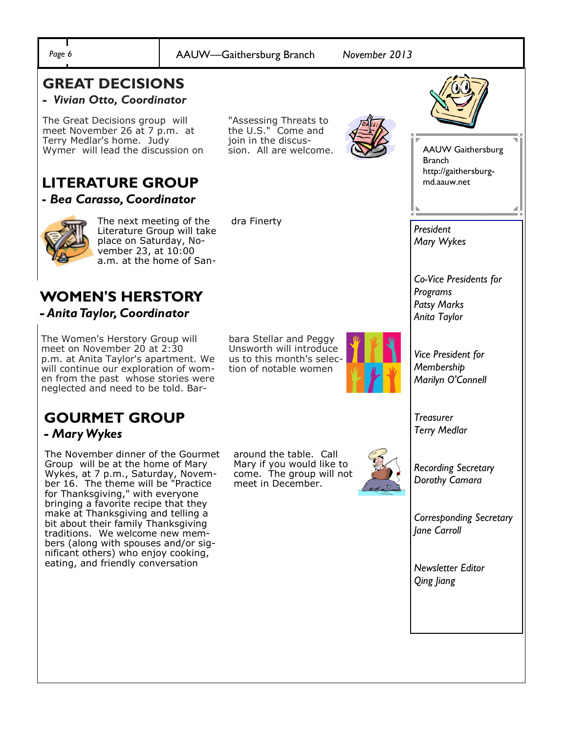## GREAT DECISIONS

***- Vivian Otto, Coordinator***

The Great Decisions group will meet November 26 at 7 p.m. at Terry Medlar's home. Judy Wymer will lead the discussion on "Assessing Threats to the U.S." Come and join in the discussion. All are welcome.

## LITERATURE GROUP

***- Bea Carasso, Coordinator***

The next meeting of the Literature Group will take place on Saturday, November 23, at 10:00 a.m. at the home of Sandra Finerty

## WOMEN'S HERSTORY

***- Anita Taylor, Coordinator***

The Women's Herstory Group will meet on November 20 at 2:30 p.m. at Anita Taylor's apartment. We will continue our exploration of women from the past whose stories were neglected and need to be told. Barbara Stellar and Peggy Unsworth will introduce us to this month's selection of notable women

## GOURMET GROUP

***- Mary Wykes***

The November dinner of the Gourmet Group will be at the home of Mary Wykes, at 7 p.m., Saturday, November 16. The theme will be "Practice for Thanksgiving," with everyone bringing a favorite recipe that they make at Thanksgiving and telling a bit about their family Thanksgiving traditions. We welcome new members (along with spouses and/or significant others) who enjoy cooking, eating, and friendly conversation around the table. Call Mary if you would like to come. The group will not meet in December.

---

AAUW Gaithersburg Branch
http://gaithersburg-md.aauw.net

*President*
*Mary Wykes*

*Co-Vice Presidents for Programs*
*Patsy Marks*
*Anita Taylor*

*Vice President for Membership*
*Marilyn O'Connell*

*Treasurer*
*Terry Medlar*

*Recording Secretary*
*Dorothy Camara*

*Corresponding Secretary*
*Jane Carroll*

*Newsletter Editor*
*Qing Jiang*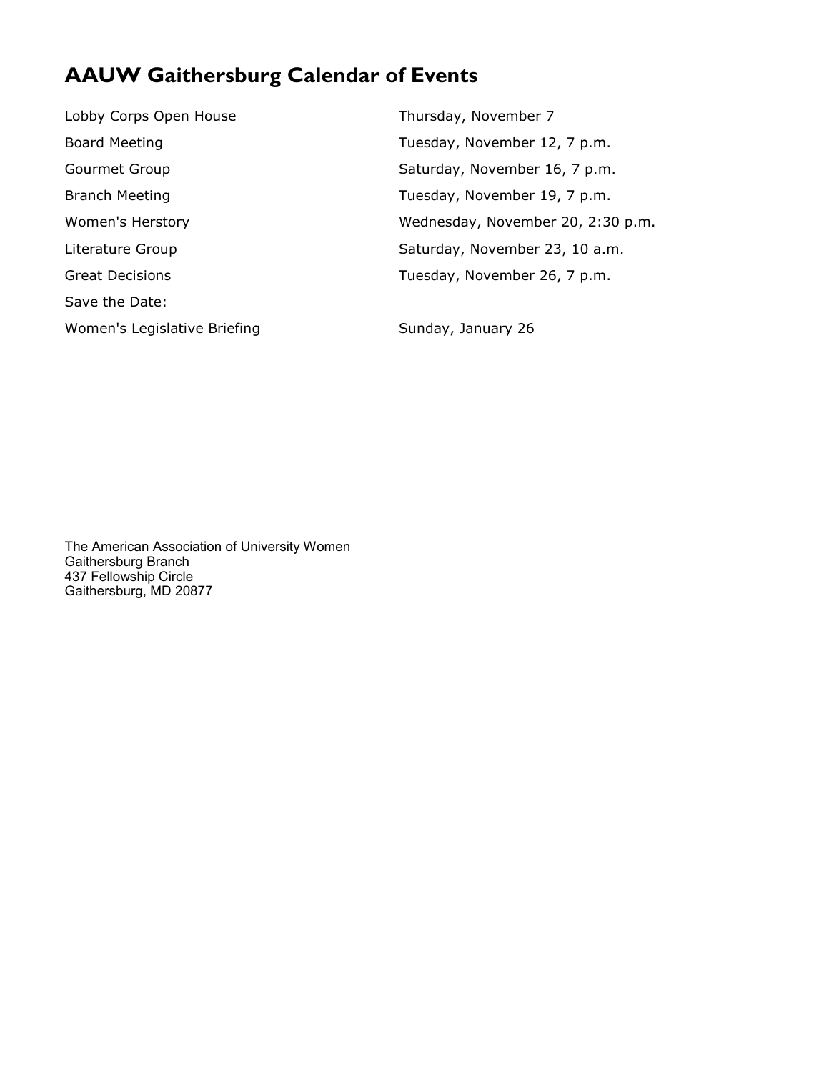# AAUW Gaithersburg Calendar of Events

| | |
|---|---|
| Lobby Corps Open House | Thursday, November 7 |
| Board Meeting | Tuesday, November 12, 7 p.m. |
| Gourmet Group | Saturday, November 16, 7 p.m. |
| Branch Meeting | Tuesday, November 19, 7 p.m. |
| Women's Herstory | Wednesday, November 20, 2:30 p.m. |
| Literature Group | Saturday, November 23, 10 a.m. |
| Great Decisions | Tuesday, November 26, 7 p.m. |
| Save the Date: | |
| Women's Legislative Briefing | Sunday, January 26 |

The American Association of University Women
Gaithersburg Branch
437 Fellowship Circle
Gaithersburg, MD 20877